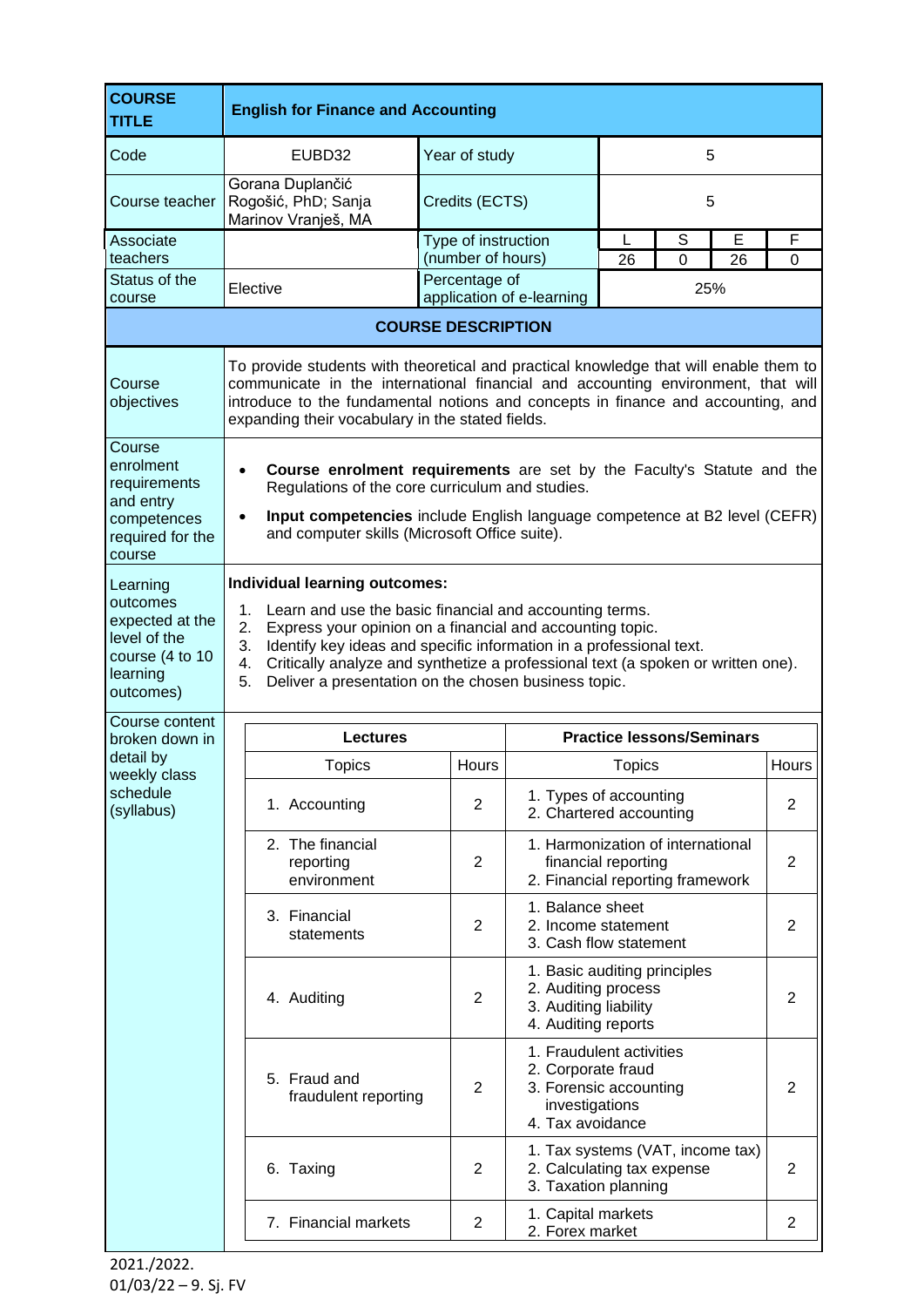| COURSE TITLE | English for Finance and Accounting | | | | | |
|---|---|---|---|---|---|---|
| Code | EUBD32 | Year of study | 5 | | | |
| Course teacher | Gorana Duplančić Rogošić, PhD; Sanja Marinov Vranješ, MA | Credits (ECTS) | 5 | | | |
| Associate teachers | | Type of instruction (number of hours) | L | S | E | F |
| | | | 26 | 0 | 26 | 0 |
| Status of the course | Elective | Percentage of application of e-learning | 25% | | | |

**COURSE DESCRIPTION**

| | |
|---|---|
| Course objectives | To provide students with theoretical and practical knowledge that will enable them to communicate in the international financial and accounting environment, that will introduce to the fundamental notions and concepts in finance and accounting, and expanding their vocabulary in the stated fields. |
| Course enrolment requirements and entry competences required for the course | • **Course enrolment requirements** are set by the Faculty's Statute and the Regulations of the core curriculum and studies.<br>• **Input competencies** include English language competence at B2 level (CEFR) and computer skills (Microsoft Office suite). |
| Learning outcomes expected at the level of the course (4 to 10 learning outcomes) | **Individual learning outcomes:**<br>1. Learn and use the basic financial and accounting terms.<br>2. Express your opinion on a financial and accounting topic.<br>3. Identify key ideas and specific information in a professional text.<br>4. Critically analyze and synthetize a professional text (a spoken or written one).<br>5. Deliver a presentation on the chosen business topic. |

Course content broken down in detail by weekly class schedule (syllabus)

| Lectures | | Practice lessons/Seminars | |
|---|---|---|---|
| Topics | Hours | Topics | Hours |
| 1. Accounting | 2 | 1. Types of accounting<br>2. Chartered accounting | 2 |
| 2. The financial reporting environment | 2 | 1. Harmonization of international financial reporting<br>2. Financial reporting framework | 2 |
| 3. Financial statements | 2 | 1. Balance sheet<br>2. Income statement<br>3. Cash flow statement | 2 |
| 4. Auditing | 2 | 1. Basic auditing principles<br>2. Auditing process<br>3. Auditing liability<br>4. Auditing reports | 2 |
| 5. Fraud and fraudulent reporting | 2 | 1. Fraudulent activities<br>2. Corporate fraud<br>3. Forensic accounting investigations<br>4. Tax avoidance | 2 |
| 6. Taxing | 2 | 1. Tax systems (VAT, income tax)<br>2. Calculating tax expense<br>3. Taxation planning | 2 |
| 7. Financial markets | 2 | 1. Capital markets<br>2. Forex market | 2 |

2021./2022.
01/03/22 – 9. Sj. FV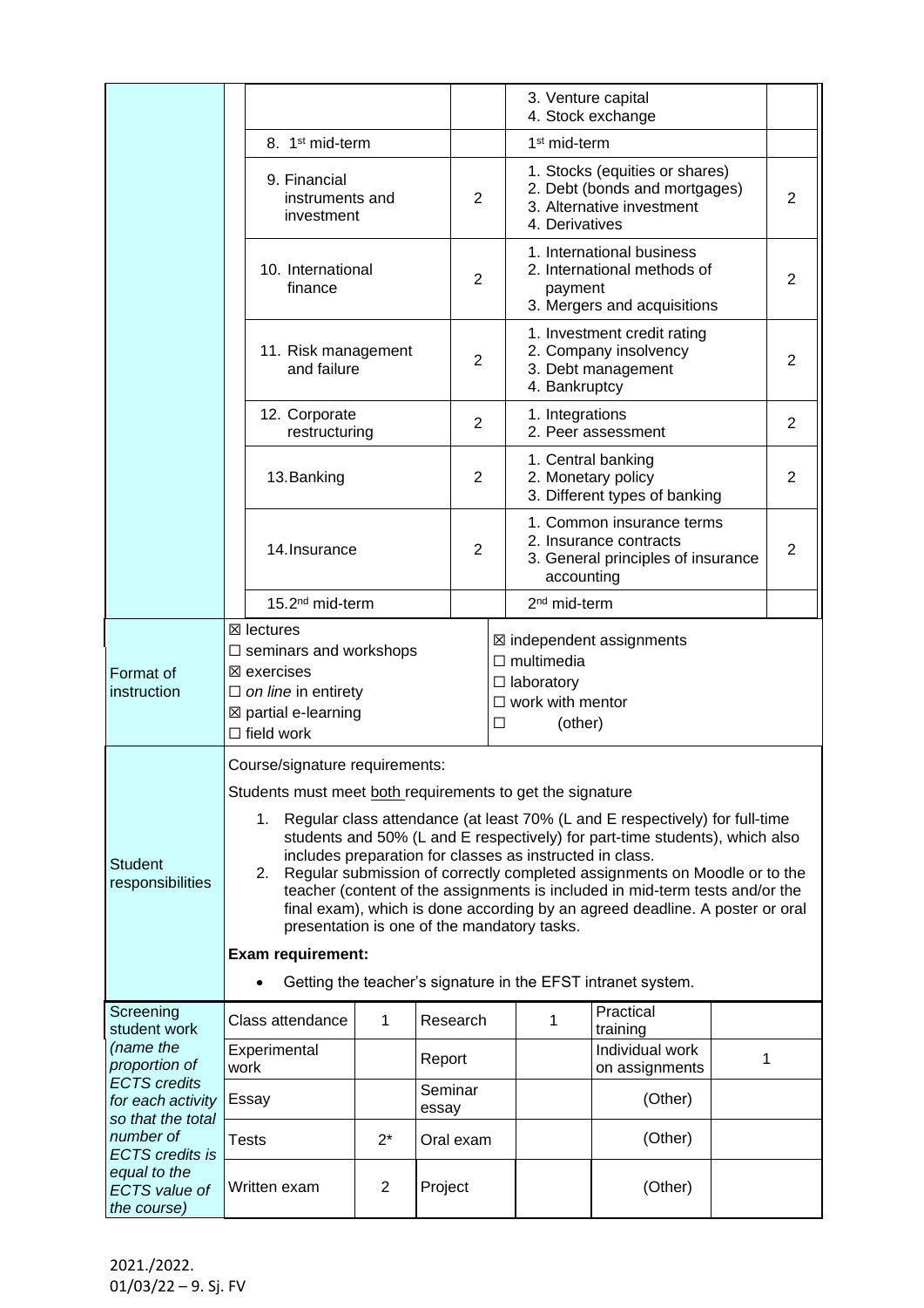| | | | | |
|---|---|---|---|---|
| | | | 3. Venture capital<br>4. Stock exchange | |
| | 8. 1st mid-term | | 1st mid-term | |
| | 9. Financial instruments and investment | 2 | 1. Stocks (equities or shares)<br>2. Debt (bonds and mortgages)<br>3. Alternative investment<br>4. Derivatives | 2 |
| | 10. International finance | 2 | 1. International business<br>2. International methods of payment<br>3. Mergers and acquisitions | 2 |
| | 11. Risk management and failure | 2 | 1. Investment credit rating<br>2. Company insolvency<br>3. Debt management<br>4. Bankruptcy | 2 |
| | 12. Corporate restructuring | 2 | 1. Integrations<br>2. Peer assessment | 2 |
| | 13. Banking | 2 | 1. Central banking<br>2. Monetary policy<br>3. Different types of banking | 2 |
| | 14. Insurance | 2 | 1. Common insurance terms<br>2. Insurance contracts<br>3. General principles of insurance accounting | 2 |
| | 15. 2nd mid-term | | 2nd mid-term | |

| | | |
|---|---|---|
| Format of instruction | ☒ lectures<br>☐ seminars and workshops<br>☒ exercises<br>☐ *on line* in entirety<br>☒ partial e-learning<br>☐ field work | ☒ independent assignments<br>☐ multimedia<br>☐ laboratory<br>☐ work with mentor<br>☐ (other) |
| Student responsibilities | Course/signature requirements:<br>Students must meet both requirements to get the signature<br>1. Regular class attendance (at least 70% (L and E respectively) for full-time students and 50% (L and E respectively) for part-time students), which also includes preparation for classes as instructed in class.<br>2. Regular submission of correctly completed assignments on Moodle or to the teacher (content of the assignments is included in mid-term tests and/or the final exam), which is done according by an agreed deadline. A poster or oral presentation is one of the mandatory tasks.<br>**Exam requirement:**<br>• Getting the teacher's signature in the EFST intranet system. | |

| Screening student work *(name the proportion of ECTS credits for each activity so that the total number of ECTS credits is equal to the ECTS value of the course)* | | | | | | |
|---|---|---|---|---|---|---|
| Class attendance | 1 | Research | 1 | Practical training | |
| Experimental work | | Report | | Individual work on assignments | 1 |
| Essay | | Seminar essay | | (Other) | |
| Tests | 2* | Oral exam | | (Other) | |
| Written exam | 2 | Project | | (Other) | |

2021./2022.
01/03/22 – 9. Sj. FV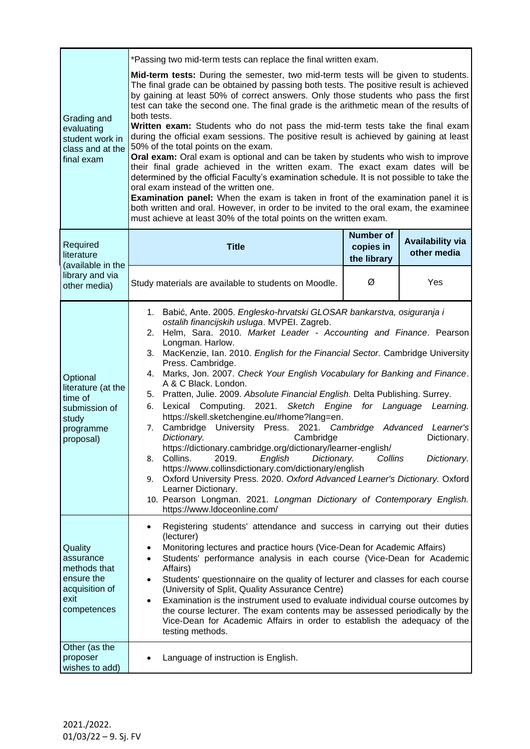| | | | |
|---|---|---|---|
| Grading and evaluating student work in class and at the final exam | *Passing two mid-term tests can replace the final written exam.<br>**Mid-term tests:** During the semester, two mid-term tests will be given to students. The final grade can be obtained by passing both tests. The positive result is achieved by gaining at least 50% of correct answers. Only those students who pass the first test can take the second one. The final grade is the arithmetic mean of the results of both tests.<br>**Written exam:** Students who do not pass the mid-term tests take the final exam during the official exam sessions. The positive result is achieved by gaining at least 50% of the total points on the exam.<br>**Oral exam:** Oral exam is optional and can be taken by students who wish to improve their final grade achieved in the written exam. The exact exam dates will be determined by the official Faculty's examination schedule. It is not possible to take the oral exam instead of the written one.<br>**Examination panel:** When the exam is taken in front of the examination panel it is both written and oral. However, in order to be invited to the oral exam, the examinee must achieve at least 30% of the total points on the written exam. | | |
| Required literature (available in the library and via other media) | **Title** | **Number of copies in the library** | **Availability via other media** |
| | Study materials are available to students on Moodle. | Ø | Yes |
| Optional literature (at the time of submission of study programme proposal) | 1. Babić, Ante. 2005. *Englesko-hrvatski GLOSAR bankarstva, osiguranja i ostalih financijskih usluga*. MVPEI. Zagreb.<br>2. Helm, Sara. 2010. *Market Leader - Accounting and Finance*. Pearson Longman. Harlow.<br>3. MacKenzie, Ian. 2010. *English for the Financial Sector.* Cambridge University Press. Cambridge.<br>4. Marks, Jon. 2007. *Check Your English Vocabulary for Banking and Finance*. A & C Black. London.<br>5. Pratten, Julie. 2009. *Absolute Financial English.* Delta Publishing. Surrey.<br>6. Lexical Computing. 2021. *Sketch Engine for Language Learning.* https://skell.sketchengine.eu/#home?lang=en.<br>7. Cambridge University Press. 2021. *Cambridge Advanced Learner's Dictionary.* Cambridge Dictionary. https://dictionary.cambridge.org/dictionary/learner-english/<br>8. Collins. 2019. *English Dictionary. Collins Dictionary*. https://www.collinsdictionary.com/dictionary/english<br>9. Oxford University Press. 2020. *Oxford Advanced Learner's Dictionary.* Oxford Learner Dictionary.<br>10. Pearson Longman. 2021. *Longman Dictionary of Contemporary English.* https://www.ldoceonline.com/ | | |
| Quality assurance methods that ensure the acquisition of exit competences | • Registering students' attendance and success in carrying out their duties (lecturer)<br>• Monitoring lectures and practice hours (Vice-Dean for Academic Affairs)<br>• Students' performance analysis in each course (Vice-Dean for Academic Affairs)<br>• Students' questionnaire on the quality of lecturer and classes for each course (University of Split, Quality Assurance Centre)<br>• Examination is the instrument used to evaluate individual course outcomes by the course lecturer. The exam contents may be assessed periodically by the Vice-Dean for Academic Affairs in order to establish the adequacy of the testing methods. | | |
| Other (as the proposer wishes to add) | • Language of instruction is English. | | |

2021./2022.
01/03/22 – 9. Sj. FV